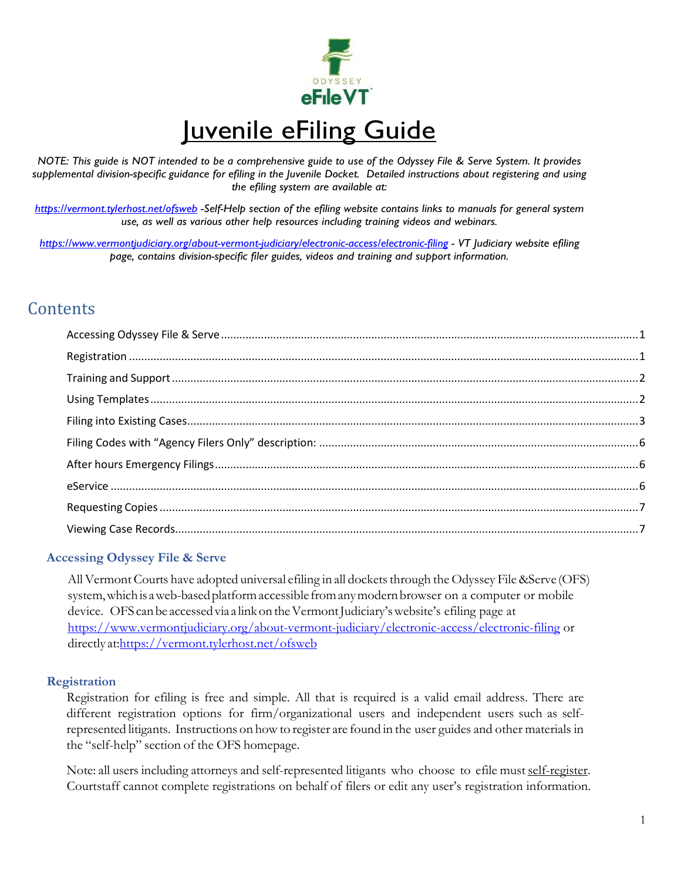# Juvenile eFiling Guide

*NOTE: This guide is NOT intended to be a comprehensive guide to use of the Odyssey File & Serve System. It provides supplemental division-specific guidance for efiling in the Juvenile Docket. Detailed instructions about registering and using the efiling system are available at:*

*https://vermont.tylerhost.net/ofsweb -Self-Help section of the efiling website contains links to manuals for general system use, as well as various other help resources including training videos and webinars.*

*https://www.vermontjudiciary.org/about-vermont-judiciary/electronic-access/electronic-filing - VT Judiciary website efiling page, contains division-specific filer guides, videos and training and support information.*

## Contents

- Accessing Odyssey File & Serve ..... 1
- Registration ..... 1
- Training and Support ..... 2
- Using Templates ..... 2
- Filing into Existing Cases ..... 3
- Filing Codes with "Agency Filers Only" description: ..... 6
- After hours Emergency Filings ..... 6
- eService ..... 6
- Requesting Copies ..... 7
- Viewing Case Records ..... 7

### Accessing Odyssey File & Serve

All Vermont Courts have adopted universal efiling in all dockets through the Odyssey File &Serve (OFS) system, which is a web-based platform accessible from any modern browser on a computer or mobile device. OFS can be accessed via a link on the Vermont Judiciary's website's efiling page at https://www.vermontjudiciary.org/about-vermont-judiciary/electronic-access/electronic-filing or directly at: https://vermont.tylerhost.net/ofsweb

### Registration

Registration for efiling is free and simple. All that is required is a valid email address. There are different registration options for firm/organizational users and independent users such as self-represented litigants. Instructions on how to register are found in the user guides and other materials in the "self-help" section of the OFS homepage.

Note: all users including attorneys and self-represented litigants who choose to efile must self-register. Courtstaff cannot complete registrations on behalf of filers or edit any user's registration information.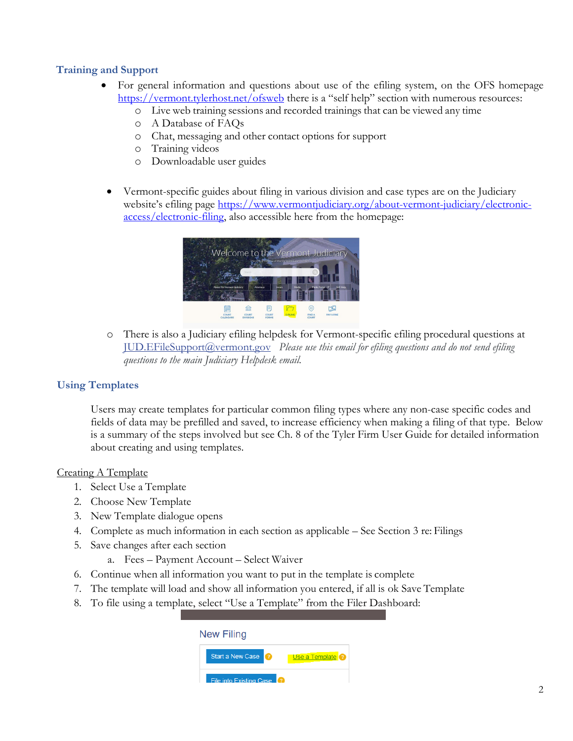## Training and Support

- For general information and questions about use of the efiling system, on the OFS homepage [https://vermont.tylerhost.net/ofsweb](https://vermont.tylerhost.net/ofsweb) there is a "self help" section with numerous resources:
  - Live web training sessions and recorded trainings that can be viewed any time
  - A Database of FAQs
  - Chat, messaging and other contact options for support
  - Training videos
  - Downloadable user guides

- Vermont-specific guides about filing in various division and case types are on the Judiciary website's efiling page [https://www.vermontjudiciary.org/about-vermont-judiciary/electronic-access/electronic-filing](https://www.vermontjudiciary.org/about-vermont-judiciary/electronic-access/electronic-filing), also accessible here from the homepage:

  - There is also a Judiciary efiling helpdesk for Vermont-specific efiling procedural questions at [JUD.EFileSupport@vermont.gov](mailto:JUD.EFileSupport@vermont.gov) *Please use this email for efiling questions and do not send efiling questions to the main Judiciary Helpdesk email.*

## Using Templates

Users may create templates for particular common filing types where any non-case specific codes and fields of data may be prefilled and saved, to increase efficiency when making a filing of that type. Below is a summary of the steps involved but see Ch. 8 of the Tyler Firm User Guide for detailed information about creating and using templates.

<u>Creating A Template</u>

1. Select Use a Template
2. Choose New Template
3. New Template dialogue opens
4. Complete as much information in each section as applicable – See Section 3 re: Filings
5. Save changes after each section
   a. Fees – Payment Account – Select Waiver
6. Continue when all information you want to put in the template is complete
7. The template will load and show all information you entered, if all is ok Save Template
8. To file using a template, select "Use a Template" from the Filer Dashboard: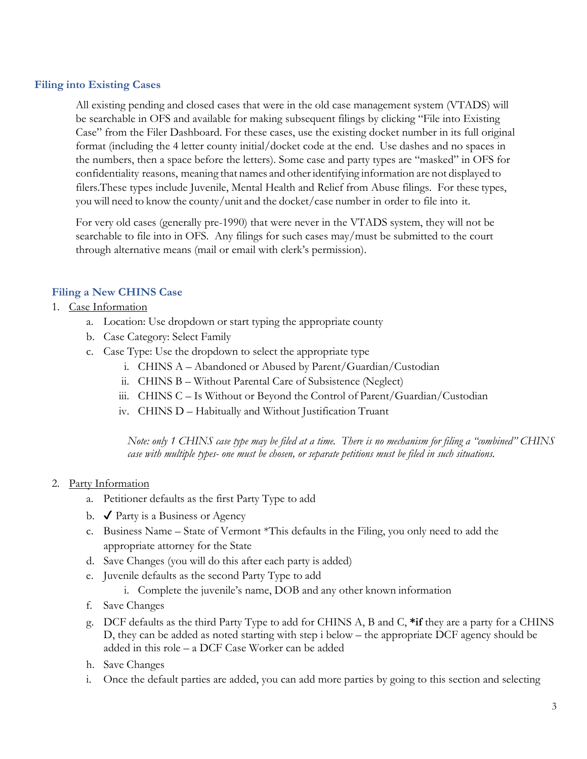## Filing into Existing Cases

All existing pending and closed cases that were in the old case management system (VTADS) will be searchable in OFS and available for making subsequent filings by clicking "File into Existing Case" from the Filer Dashboard. For these cases, use the existing docket number in its full original format (including the 4 letter county initial/docket code at the end. Use dashes and no spaces in the numbers, then a space before the letters). Some case and party types are "masked" in OFS for confidentiality reasons, meaning that names and other identifying information are not displayed to filers.These types include Juvenile, Mental Health and Relief from Abuse filings. For these types, you will need to know the county/unit and the docket/case number in order to file into it.

For very old cases (generally pre-1990) that were never in the VTADS system, they will not be searchable to file into in OFS. Any filings for such cases may/must be submitted to the court through alternative means (mail or email with clerk's permission).

## Filing a New CHINS Case

1. Case Information
   a. Location: Use dropdown or start typing the appropriate county
   b. Case Category: Select Family
   c. Case Type: Use the dropdown to select the appropriate type
      i. CHINS A – Abandoned or Abused by Parent/Guardian/Custodian
      ii. CHINS B – Without Parental Care of Subsistence (Neglect)
      iii. CHINS C – Is Without or Beyond the Control of Parent/Guardian/Custodian
      iv. CHINS D – Habitually and Without Justification Truant

      *Note: only 1 CHINS case type may be filed at a time. There is no mechanism for filing a "combined" CHINS case with multiple types- one must be chosen, or separate petitions must be filed in such situations.*

2. Party Information
   a. Petitioner defaults as the first Party Type to add
   b. ✓ Party is a Business or Agency
   c. Business Name – State of Vermont *This defaults in the Filing, you only need to add the appropriate attorney for the State
   d. Save Changes (you will do this after each party is added)
   e. Juvenile defaults as the second Party Type to add
      i. Complete the juvenile's name, DOB and any other known information
   f. Save Changes
   g. DCF defaults as the third Party Type to add for CHINS A, B and C, ***if** they are a party for a CHINS D, they can be added as noted starting with step i below – the appropriate DCF agency should be added in this role – a DCF Case Worker can be added
   h. Save Changes
   i. Once the default parties are added, you can add more parties by going to this section and selecting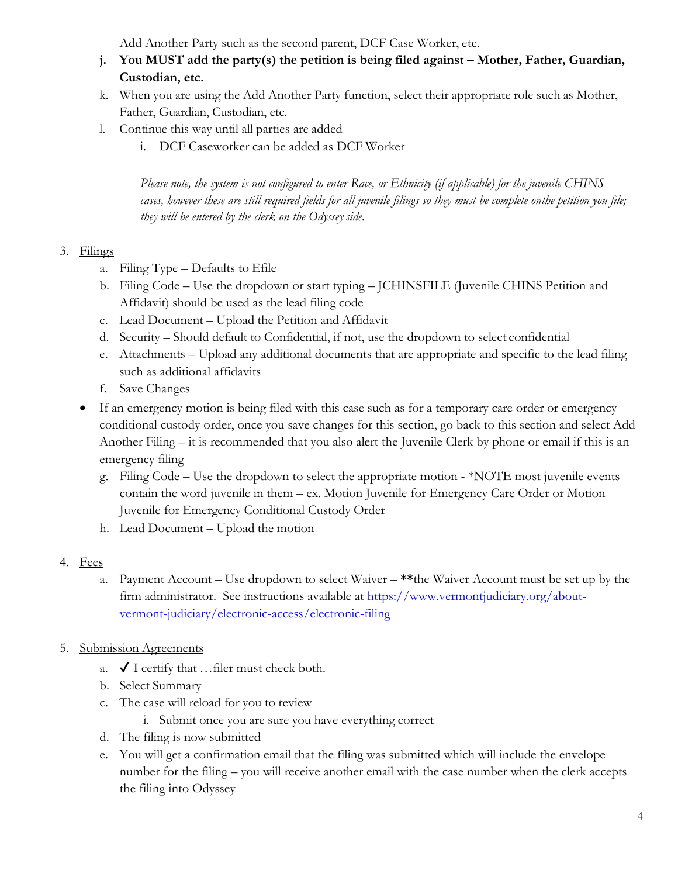Add Another Party such as the second parent, DCF Case Worker, etc.

j. **You MUST add the party(s) the petition is being filed against – Mother, Father, Guardian, Custodian, etc.**

k. When you are using the Add Another Party function, select their appropriate role such as Mother, Father, Guardian, Custodian, etc.

l. Continue this way until all parties are added

   i. DCF Caseworker can be added as DCF Worker

   *Please note, the system is not configured to enter Race, or Ethnicity (if applicable) for the juvenile CHINS cases, however these are still required fields for all juvenile filings so they must be complete onthe petition you file; they will be entered by the clerk on the Odyssey side.*

3. Filings

   a. Filing Type – Defaults to Efile

   b. Filing Code – Use the dropdown or start typing – JCHINSFILE (Juvenile CHINS Petition and Affidavit) should be used as the lead filing code

   c. Lead Document – Upload the Petition and Affidavit

   d. Security – Should default to Confidential, if not, use the dropdown to select confidential

   e. Attachments – Upload any additional documents that are appropriate and specific to the lead filing such as additional affidavits

   f. Save Changes

   - If an emergency motion is being filed with this case such as for a temporary care order or emergency conditional custody order, once you save changes for this section, go back to this section and select Add Another Filing – it is recommended that you also alert the Juvenile Clerk by phone or email if this is an emergency filing

   g. Filing Code – Use the dropdown to select the appropriate motion - *NOTE most juvenile events contain the word juvenile in them – ex. Motion Juvenile for Emergency Care Order or Motion Juvenile for Emergency Conditional Custody Order

   h. Lead Document – Upload the motion

4. Fees

   a. Payment Account – Use dropdown to select Waiver – **the Waiver Account must be set up by the firm administrator. See instructions available at https://www.vermontjudiciary.org/about-vermont-judiciary/electronic-access/electronic-filing

5. Submission Agreements

   a. ✔ I certify that …filer must check both.

   b. Select Summary

   c. The case will reload for you to review

      i. Submit once you are sure you have everything correct

   d. The filing is now submitted

   e. You will get a confirmation email that the filing was submitted which will include the envelope number for the filing – you will receive another email with the case number when the clerk accepts the filing into Odyssey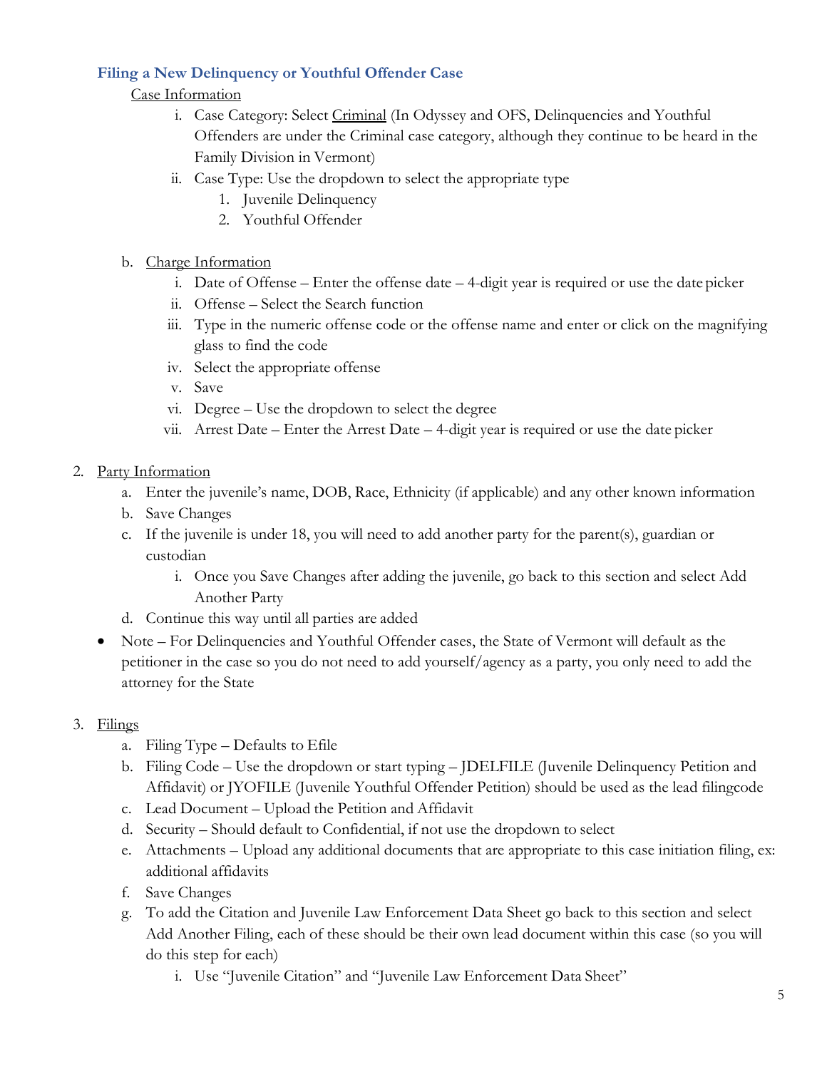### Filing a New Delinquency or Youthful Offender Case

Case Information

i. Case Category: Select Criminal (In Odyssey and OFS, Delinquencies and Youthful Offenders are under the Criminal case category, although they continue to be heard in the Family Division in Vermont)

ii. Case Type: Use the dropdown to select the appropriate type

1. Juvenile Delinquency
2. Youthful Offender

b. Charge Information

i. Date of Offense – Enter the offense date – 4-digit year is required or use the date picker

ii. Offense – Select the Search function

iii. Type in the numeric offense code or the offense name and enter or click on the magnifying glass to find the code

iv. Select the appropriate offense

v. Save

vi. Degree – Use the dropdown to select the degree

vii. Arrest Date – Enter the Arrest Date – 4-digit year is required or use the date picker

2. Party Information

a. Enter the juvenile's name, DOB, Race, Ethnicity (if applicable) and any other known information

b. Save Changes

c. If the juvenile is under 18, you will need to add another party for the parent(s), guardian or custodian

i. Once you Save Changes after adding the juvenile, go back to this section and select Add Another Party

d. Continue this way until all parties are added

- Note – For Delinquencies and Youthful Offender cases, the State of Vermont will default as the petitioner in the case so you do not need to add yourself/agency as a party, you only need to add the attorney for the State

3. Filings

a. Filing Type – Defaults to Efile

b. Filing Code – Use the dropdown or start typing – JDELFILE (Juvenile Delinquency Petition and Affidavit) or JYOFILE (Juvenile Youthful Offender Petition) should be used as the lead filingcode

c. Lead Document – Upload the Petition and Affidavit

d. Security – Should default to Confidential, if not use the dropdown to select

e. Attachments – Upload any additional documents that are appropriate to this case initiation filing, ex: additional affidavits

f. Save Changes

g. To add the Citation and Juvenile Law Enforcement Data Sheet go back to this section and select Add Another Filing, each of these should be their own lead document within this case (so you will do this step for each)

i. Use "Juvenile Citation" and "Juvenile Law Enforcement Data Sheet"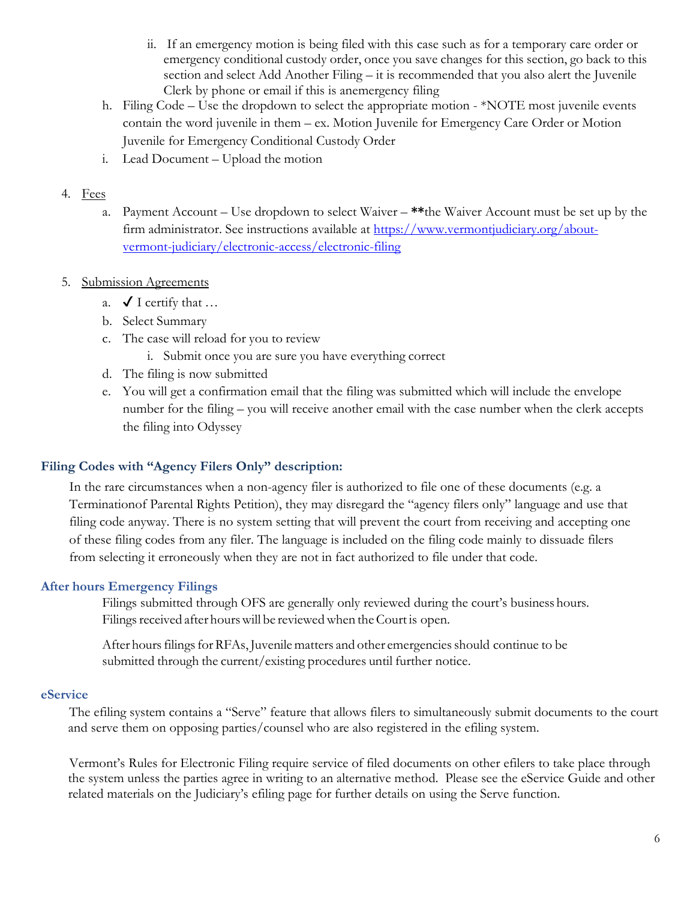ii. If an emergency motion is being filed with this case such as for a temporary care order or emergency conditional custody order, once you save changes for this section, go back to this section and select Add Another Filing – it is recommended that you also alert the Juvenile Clerk by phone or email if this is anemergency filing

h. Filing Code – Use the dropdown to select the appropriate motion - *NOTE most juvenile events contain the word juvenile in them – ex. Motion Juvenile for Emergency Care Order or Motion Juvenile for Emergency Conditional Custody Order

i. Lead Document – Upload the motion

4. Fees
   a. Payment Account – Use dropdown to select Waiver – **the Waiver Account must be set up by the firm administrator. See instructions available at https://www.vermontjudiciary.org/about-vermont-judiciary/electronic-access/electronic-filing

5. Submission Agreements
   a. ✔ I certify that …
   b. Select Summary
   c. The case will reload for you to review
      i. Submit once you are sure you have everything correct
   d. The filing is now submitted
   e. You will get a confirmation email that the filing was submitted which will include the envelope number for the filing – you will receive another email with the case number when the clerk accepts the filing into Odyssey

### Filing Codes with "Agency Filers Only" description:

In the rare circumstances when a non-agency filer is authorized to file one of these documents (e.g. a Terminationof Parental Rights Petition), they may disregard the "agency filers only" language and use that filing code anyway. There is no system setting that will prevent the court from receiving and accepting one of these filing codes from any filer. The language is included on the filing code mainly to dissuade filers from selecting it erroneously when they are not in fact authorized to file under that code.

### After hours Emergency Filings

Filings submitted through OFS are generally only reviewed during the court's business hours. Filings received after hours will be reviewed when the Court is open.

After hours filings for RFAs, Juvenile matters and other emergencies should continue to be submitted through the current/existing procedures until further notice.

### eService

The efiling system contains a "Serve" feature that allows filers to simultaneously submit documents to the court and serve them on opposing parties/counsel who are also registered in the efiling system.

Vermont's Rules for Electronic Filing require service of filed documents on other efilers to take place through the system unless the parties agree in writing to an alternative method. Please see the eService Guide and other related materials on the Judiciary's efiling page for further details on using the Serve function.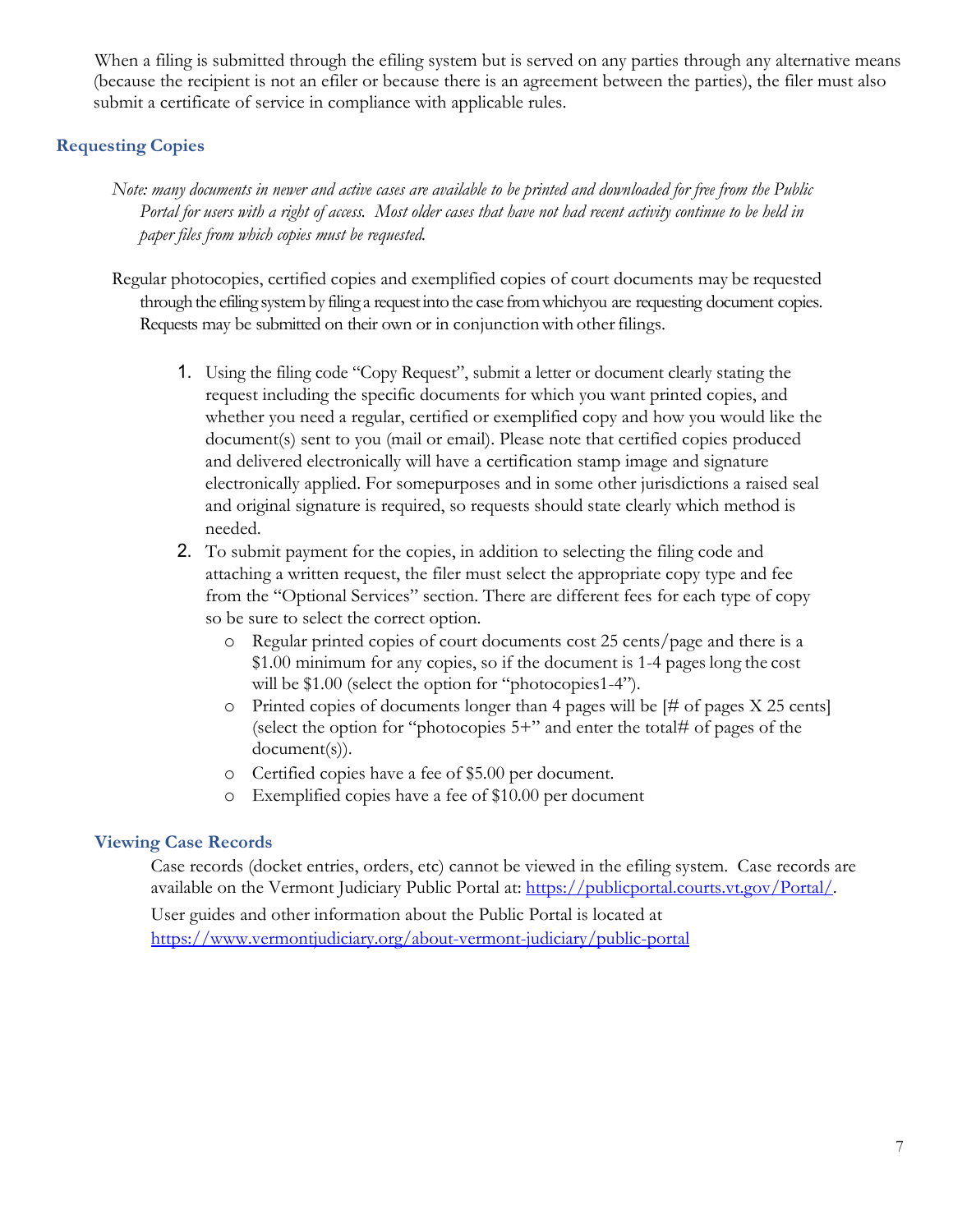When a filing is submitted through the efiling system but is served on any parties through any alternative means (because the recipient is not an efiler or because there is an agreement between the parties), the filer must also submit a certificate of service in compliance with applicable rules.

## Requesting Copies

*Note: many documents in newer and active cases are available to be printed and downloaded for free from the Public Portal for users with a right of access. Most older cases that have not had recent activity continue to be held in paper files from which copies must be requested.*

Regular photocopies, certified copies and exemplified copies of court documents may be requested through the efiling system by filing a request into the case from whichyou are requesting document copies. Requests may be submitted on their own or in conjunction with other filings.

1. Using the filing code "Copy Request", submit a letter or document clearly stating the request including the specific documents for which you want printed copies, and whether you need a regular, certified or exemplified copy and how you would like the document(s) sent to you (mail or email). Please note that certified copies produced and delivered electronically will have a certification stamp image and signature electronically applied. For somepurposes and in some other jurisdictions a raised seal and original signature is required, so requests should state clearly which method is needed.
2. To submit payment for the copies, in addition to selecting the filing code and attaching a written request, the filer must select the appropriate copy type and fee from the "Optional Services" section. There are different fees for each type of copy so be sure to select the correct option.
   - Regular printed copies of court documents cost 25 cents/page and there is a $1.00 minimum for any copies, so if the document is 1-4 pages long the cost will be $1.00 (select the option for "photocopies1-4").
   - Printed copies of documents longer than 4 pages will be [# of pages X 25 cents] (select the option for "photocopies 5+" and enter the total# of pages of the document(s)).
   - Certified copies have a fee of $5.00 per document.
   - Exemplified copies have a fee of $10.00 per document

## Viewing Case Records

Case records (docket entries, orders, etc) cannot be viewed in the efiling system. Case records are available on the Vermont Judiciary Public Portal at: [https://publicportal.courts.vt.gov/Portal/](https://publicportal.courts.vt.gov/Portal/).

User guides and other information about the Public Portal is located at [https://www.vermontjudiciary.org/about-vermont-judiciary/public-portal](https://www.vermontjudiciary.org/about-vermont-judiciary/public-portal)